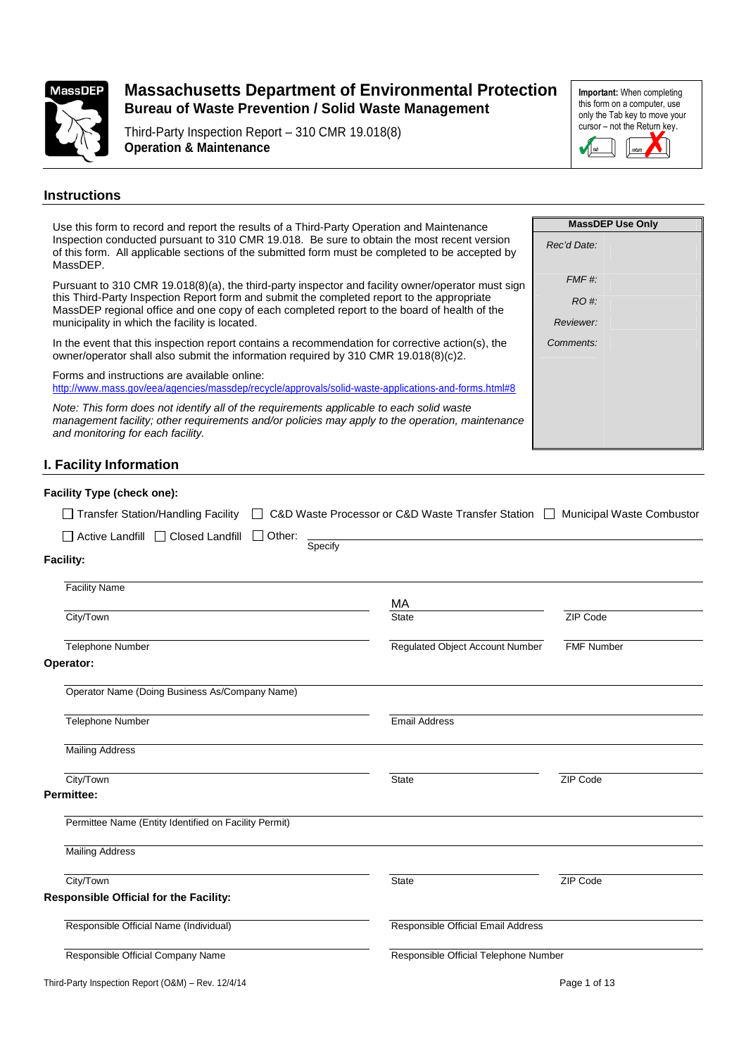# Massachusetts Department of Environmental Protection

**Bureau of Waste Prevention / Solid Waste Management**

Third-Party Inspection Report – 310 CMR 19.018(8)

**Operation & Maintenance**

**Important:** When completing this form on a computer, use only the Tab key to move your cursor – not the Return key.

## Instructions

Use this form to record and report the results of a Third-Party Operation and Maintenance Inspection conducted pursuant to 310 CMR 19.018. Be sure to obtain the most recent version of this form. All applicable sections of the submitted form must be completed to be accepted by MassDEP.

Pursuant to 310 CMR 19.018(8)(a), the third-party inspector and facility owner/operator must sign this Third-Party Inspection Report form and submit the completed report to the appropriate MassDEP regional office and one copy of each completed report to the board of health of the municipality in which the facility is located.

In the event that this inspection report contains a recommendation for corrective action(s), the owner/operator shall also submit the information required by 310 CMR 19.018(8)(c)2.

Forms and instructions are available online:
http://www.mass.gov/eea/agencies/massdep/recycle/approvals/solid-waste-applications-and-forms.html#8

*Note: This form does not identify all of the requirements applicable to each solid waste management facility; other requirements and/or policies may apply to the operation, maintenance and monitoring for each facility.*

| MassDEP Use Only | |
|---|---|
| *Rec'd Date:* | |
| *FMF #:* | |
| *RO #:* | |
| *Reviewer:* | |
| *Comments:* | |

## I. Facility Information

**Facility Type (check one):**

☐ Transfer Station/Handling Facility ☐ C&D Waste Processor or C&D Waste Transfer Station ☐ Municipal Waste Combustor

☐ Active Landfill ☐ Closed Landfill ☐ Other: ________ Specify

**Facility:**

Facility Name ________

City/Town ________ State: MA ZIP Code ________

Telephone Number ________ Regulated Object Account Number ________ FMF Number ________

**Operator:**

Operator Name (Doing Business As/Company Name) ________

Telephone Number ________ Email Address ________

Mailing Address ________

City/Town ________ State ________ ZIP Code ________

**Permittee:**

Permittee Name (Entity Identified on Facility Permit) ________

Mailing Address ________

City/Town ________ State ________ ZIP Code ________

**Responsible Official for the Facility:**

Responsible Official Name (Individual) ________ Responsible Official Email Address ________

Responsible Official Company Name ________ Responsible Official Telephone Number ________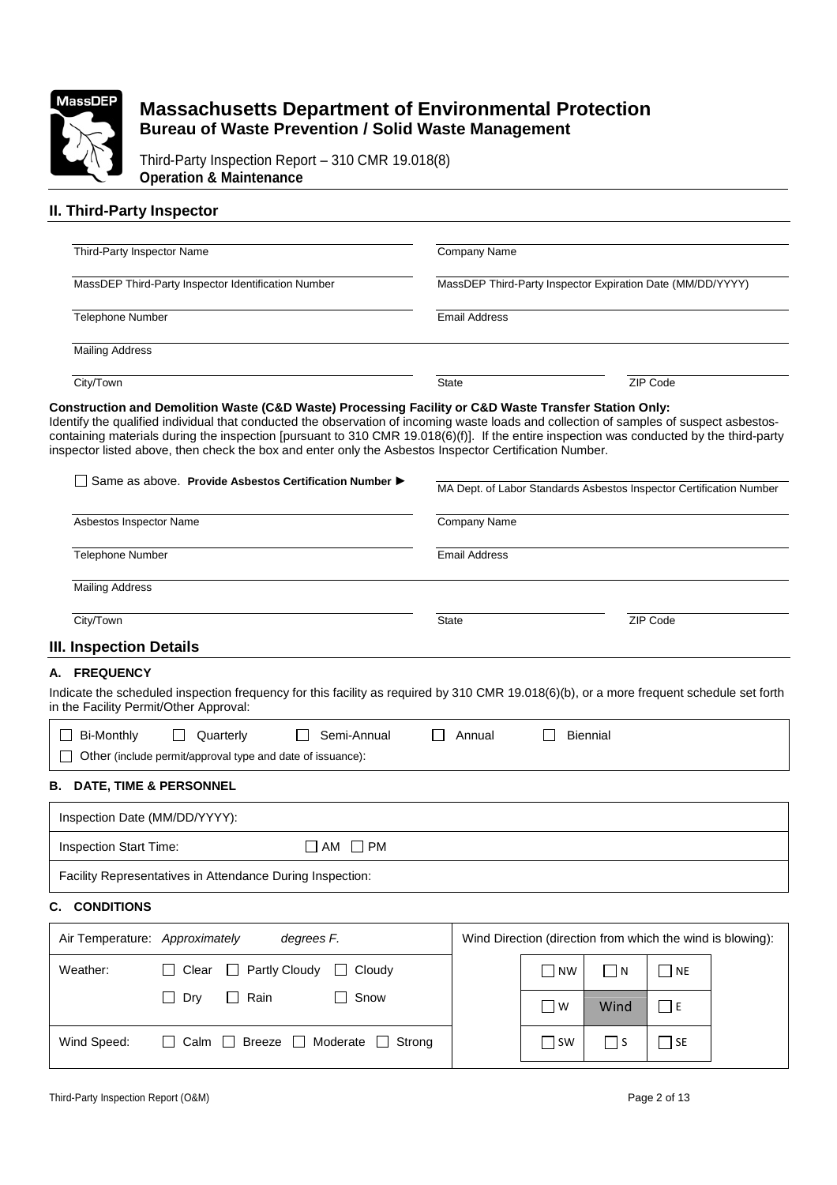# Massachusetts Department of Environmental Protection

## Bureau of Waste Prevention / Solid Waste Management

Third-Party Inspection Report – 310 CMR 19.018(8)
**Operation & Maintenance**

## II. Third-Party Inspector

| | |
|---|---|
| Third-Party Inspector Name | Company Name |
| MassDEP Third-Party Inspector Identification Number | MassDEP Third-Party Inspector Expiration Date (MM/DD/YYYY) |
| Telephone Number | Email Address |
| Mailing Address | |

| | | |
|---|---|---|
| City/Town | State | ZIP Code |

**Construction and Demolition Waste (C&D Waste) Processing Facility or C&D Waste Transfer Station Only:**
Identify the qualified individual that conducted the observation of incoming waste loads and collection of samples of suspect asbestos-containing materials during the inspection [pursuant to 310 CMR 19.018(6)(f)]. If the entire inspection was conducted by the third-party inspector listed above, then check the box and enter only the Asbestos Inspector Certification Number.

| | |
|---|---|
| ☐ Same as above. **Provide Asbestos Certification Number ▶** | MA Dept. of Labor Standards Asbestos Inspector Certification Number |
| Asbestos Inspector Name | Company Name |
| Telephone Number | Email Address |
| Mailing Address | |

| | | |
|---|---|---|
| City/Town | State | ZIP Code |

## III. Inspection Details

### A. FREQUENCY

Indicate the scheduled inspection frequency for this facility as required by 310 CMR 19.018(6)(b), or a more frequent schedule set forth in the Facility Permit/Other Approval:

☐ Bi-Monthly ☐ Quarterly ☐ Semi-Annual ☐ Annual ☐ Biennial

☐ Other (include permit/approval type and date of issuance):

### B. DATE, TIME & PERSONNEL

| |
|---|
| Inspection Date (MM/DD/YYYY): |
| Inspection Start Time: ☐ AM ☐ PM |
| Facility Representatives in Attendance During Inspection: |

### C. CONDITIONS

| | | | | |
|---|---|---|---|---|
| Air Temperature: *Approximately* *degrees F.* | Wind Direction (direction from which the wind is blowing): | | | |
| Weather: ☐ Clear ☐ Partly Cloudy ☐ Cloudy | | ☐ NW | ☐ N | ☐ NE |
| ☐ Dry ☐ Rain ☐ Snow | | ☐ W | Wind | ☐ E |
| Wind Speed: ☐ Calm ☐ Breeze ☐ Moderate ☐ Strong | | ☐ SW | ☐ S | ☐ SE |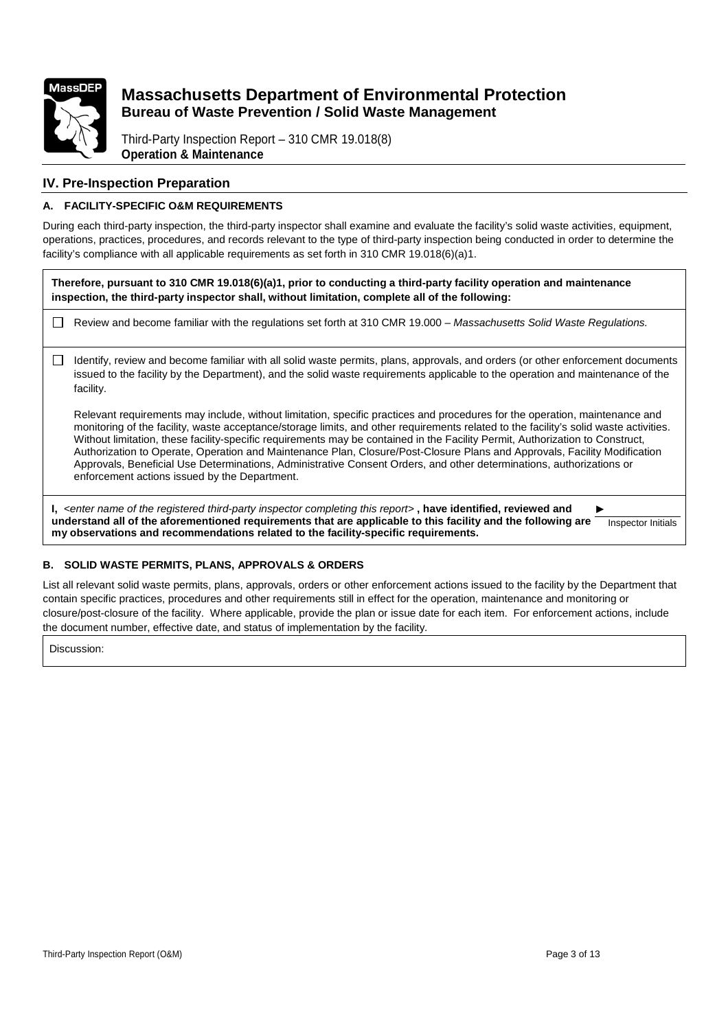# Massachusetts Department of Environmental Protection

## Bureau of Waste Prevention / Solid Waste Management

Third-Party Inspection Report – 310 CMR 19.018(8)
**Operation & Maintenance**

## IV. Pre-Inspection Preparation

### A. FACILITY-SPECIFIC O&M REQUIREMENTS

During each third-party inspection, the third-party inspector shall examine and evaluate the facility's solid waste activities, equipment, operations, practices, procedures, and records relevant to the type of third-party inspection being conducted in order to determine the facility's compliance with all applicable requirements as set forth in 310 CMR 19.018(6)(a)1.

**Therefore, pursuant to 310 CMR 19.018(6)(a)1, prior to conducting a third-party facility operation and maintenance inspection, the third-party inspector shall, without limitation, complete all of the following:**

- ☐ Review and become familiar with the regulations set forth at 310 CMR 19.000 – *Massachusetts Solid Waste Regulations.*

- ☐ Identify, review and become familiar with all solid waste permits, plans, approvals, and orders (or other enforcement documents issued to the facility by the Department), and the solid waste requirements applicable to the operation and maintenance of the facility.

  Relevant requirements may include, without limitation, specific practices and procedures for the operation, maintenance and monitoring of the facility, waste acceptance/storage limits, and other requirements related to the facility's solid waste activities. Without limitation, these facility-specific requirements may be contained in the Facility Permit, Authorization to Construct, Authorization to Operate, Operation and Maintenance Plan, Closure/Post-Closure Plans and Approvals, Facility Modification Approvals, Beneficial Use Determinations, Administrative Consent Orders, and other determinations, authorizations or enforcement actions issued by the Department.

**I,** *<enter name of the registered third-party inspector completing this report>* **, have identified, reviewed and understand all of the aforementioned requirements that are applicable to this facility and the following are my observations and recommendations related to the facility-specific requirements.**

► ______________
Inspector Initials

### B. SOLID WASTE PERMITS, PLANS, APPROVALS & ORDERS

List all relevant solid waste permits, plans, approvals, orders or other enforcement actions issued to the facility by the Department that contain specific practices, procedures and other requirements still in effect for the operation, maintenance and monitoring or closure/post-closure of the facility. Where applicable, provide the plan or issue date for each item. For enforcement actions, include the document number, effective date, and status of implementation by the facility.

Discussion: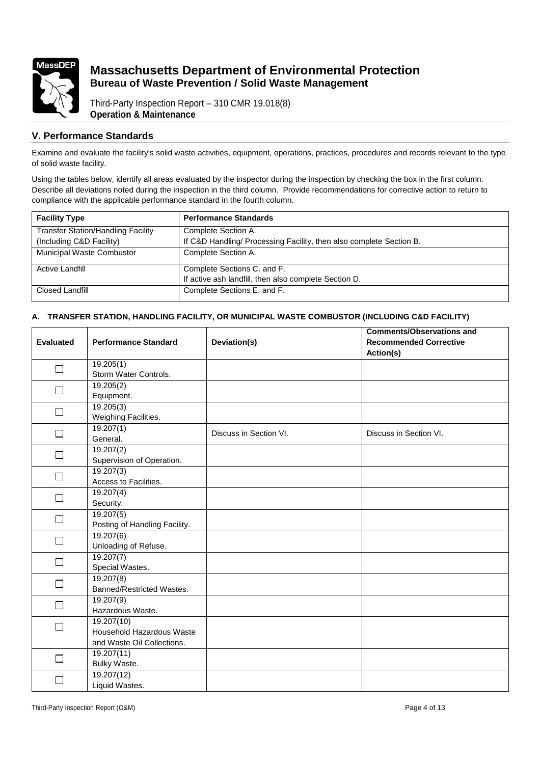# Massachusetts Department of Environmental Protection
## Bureau of Waste Prevention / Solid Waste Management

Third-Party Inspection Report – 310 CMR 19.018(8)
**Operation & Maintenance**

## V. Performance Standards

Examine and evaluate the facility's solid waste activities, equipment, operations, practices, procedures and records relevant to the type of solid waste facility.

Using the tables below, identify all areas evaluated by the inspector during the inspection by checking the box in the first column. Describe all deviations noted during the inspection in the third column. Provide recommendations for corrective action to return to compliance with the applicable performance standard in the fourth column.

| Facility Type | Performance Standards |
|---|---|
| Transfer Station/Handling Facility (Including C&D Facility) | Complete Section A. If C&D Handling/ Processing Facility, then also complete Section B. |
| Municipal Waste Combustor | Complete Section A. |
| Active Landfill | Complete Sections C. and F. If active ash landfill, then also complete Section D. |
| Closed Landfill | Complete Sections E. and F. |

### A. TRANSFER STATION, HANDLING FACILITY, OR MUNICIPAL WASTE COMBUSTOR (INCLUDING C&D FACILITY)

| Evaluated | Performance Standard | Deviation(s) | Comments/Observations and Recommended Corrective Action(s) |
|---|---|---|---|
| ☐ | 19.205(1) Storm Water Controls. | | |
| ☐ | 19.205(2) Equipment. | | |
| ☐ | 19.205(3) Weighing Facilities. | | |
| ☐ | 19.207(1) General. | Discuss in Section VI. | Discuss in Section VI. |
| ☐ | 19.207(2) Supervision of Operation. | | |
| ☐ | 19.207(3) Access to Facilities. | | |
| ☐ | 19.207(4) Security. | | |
| ☐ | 19.207(5) Posting of Handling Facility. | | |
| ☐ | 19.207(6) Unloading of Refuse. | | |
| ☐ | 19.207(7) Special Wastes. | | |
| ☐ | 19.207(8) Banned/Restricted Wastes. | | |
| ☐ | 19.207(9) Hazardous Waste. | | |
| ☐ | 19.207(10) Household Hazardous Waste and Waste Oil Collections. | | |
| ☐ | 19.207(11) Bulky Waste. | | |
| ☐ | 19.207(12) Liquid Wastes. | | |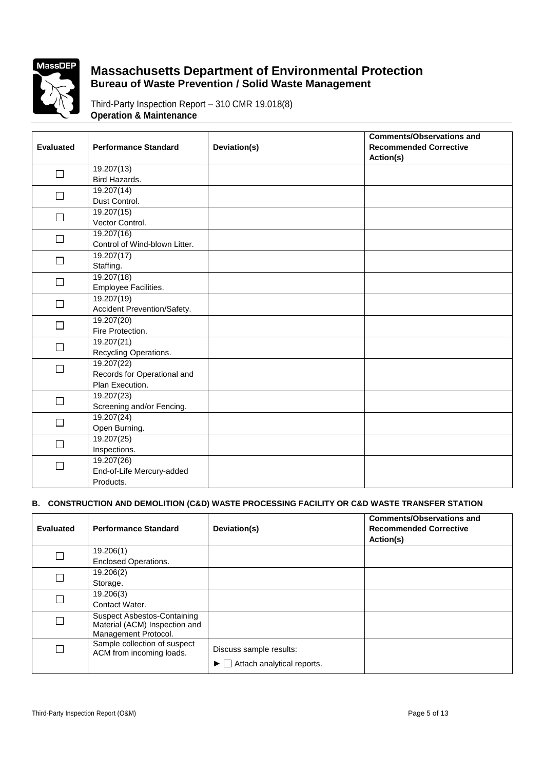# Massachusetts Department of Environmental Protection

## Bureau of Waste Prevention / Solid Waste Management

Third-Party Inspection Report – 310 CMR 19.018(8)
**Operation & Maintenance**

| Evaluated | Performance Standard | Deviation(s) | Comments/Observations and Recommended Corrective Action(s) |
|---|---|---|---|
| ☐ | 19.207(13) Bird Hazards. | | |
| ☐ | 19.207(14) Dust Control. | | |
| ☐ | 19.207(15) Vector Control. | | |
| ☐ | 19.207(16) Control of Wind-blown Litter. | | |
| ☐ | 19.207(17) Staffing. | | |
| ☐ | 19.207(18) Employee Facilities. | | |
| ☐ | 19.207(19) Accident Prevention/Safety. | | |
| ☐ | 19.207(20) Fire Protection. | | |
| ☐ | 19.207(21) Recycling Operations. | | |
| ☐ | 19.207(22) Records for Operational and Plan Execution. | | |
| ☐ | 19.207(23) Screening and/or Fencing. | | |
| ☐ | 19.207(24) Open Burning. | | |
| ☐ | 19.207(25) Inspections. | | |
| ☐ | 19.207(26) End-of-Life Mercury-added Products. | | |

### B. CONSTRUCTION AND DEMOLITION (C&D) WASTE PROCESSING FACILITY OR C&D WASTE TRANSFER STATION

| Evaluated | Performance Standard | Deviation(s) | Comments/Observations and Recommended Corrective Action(s) |
|---|---|---|---|
| ☐ | 19.206(1) Enclosed Operations. | | |
| ☐ | 19.206(2) Storage. | | |
| ☐ | 19.206(3) Contact Water. | | |
| ☐ | Suspect Asbestos-Containing Material (ACM) Inspection and Management Protocol. | | |
| ☐ | Sample collection of suspect ACM from incoming loads. | Discuss sample results: ► ☐ Attach analytical reports. | |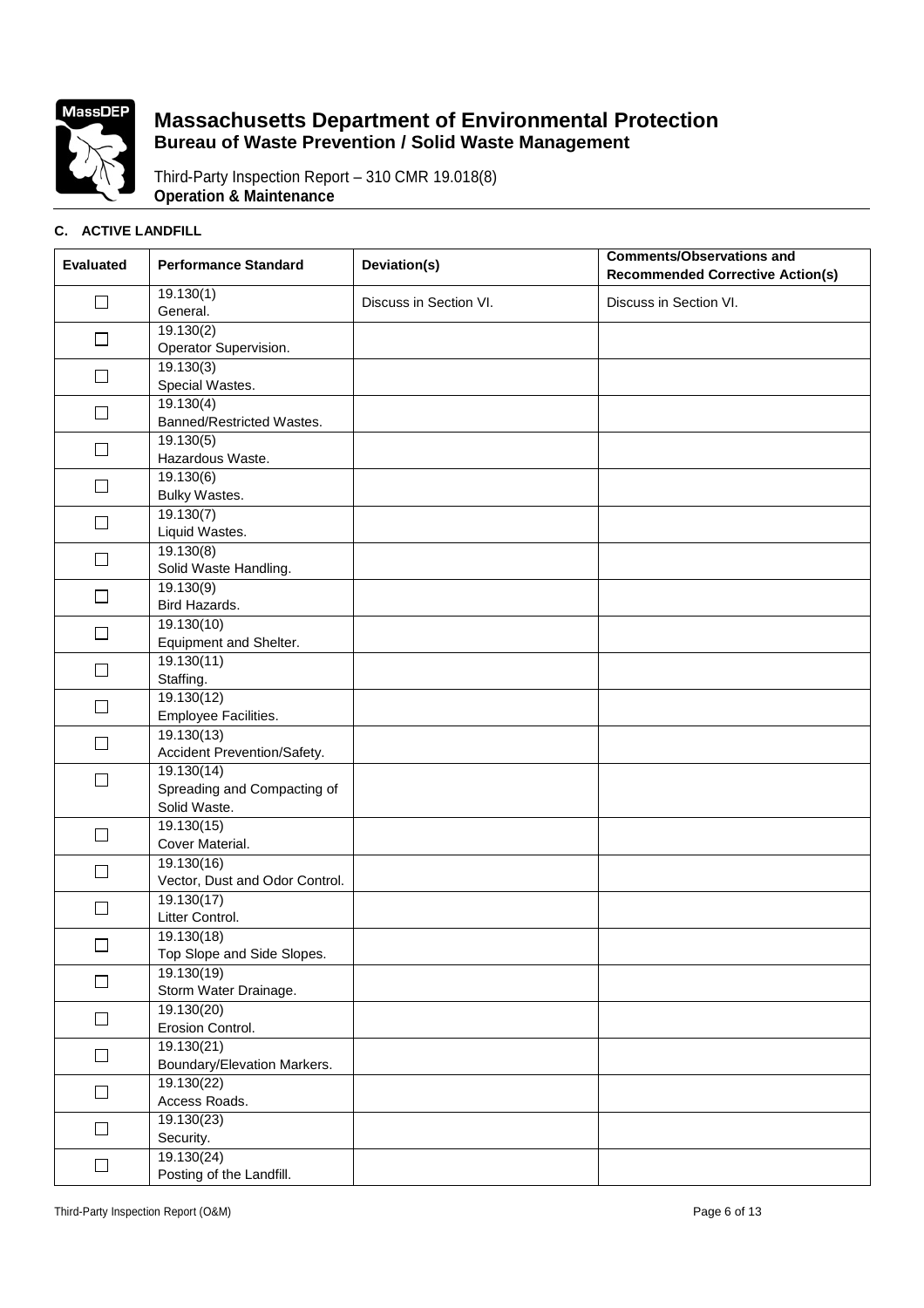# Massachusetts Department of Environmental Protection

## Bureau of Waste Prevention / Solid Waste Management

Third-Party Inspection Report – 310 CMR 19.018(8)
**Operation & Maintenance**

### C. ACTIVE LANDFILL

| Evaluated | Performance Standard | Deviation(s) | Comments/Observations and Recommended Corrective Action(s) |
|---|---|---|---|
| ☐ | 19.130(1) General. | Discuss in Section VI. | Discuss in Section VI. |
| ☐ | 19.130(2) Operator Supervision. | | |
| ☐ | 19.130(3) Special Wastes. | | |
| ☐ | 19.130(4) Banned/Restricted Wastes. | | |
| ☐ | 19.130(5) Hazardous Waste. | | |
| ☐ | 19.130(6) Bulky Wastes. | | |
| ☐ | 19.130(7) Liquid Wastes. | | |
| ☐ | 19.130(8) Solid Waste Handling. | | |
| ☐ | 19.130(9) Bird Hazards. | | |
| ☐ | 19.130(10) Equipment and Shelter. | | |
| ☐ | 19.130(11) Staffing. | | |
| ☐ | 19.130(12) Employee Facilities. | | |
| ☐ | 19.130(13) Accident Prevention/Safety. | | |
| ☐ | 19.130(14) Spreading and Compacting of Solid Waste. | | |
| ☐ | 19.130(15) Cover Material. | | |
| ☐ | 19.130(16) Vector, Dust and Odor Control. | | |
| ☐ | 19.130(17) Litter Control. | | |
| ☐ | 19.130(18) Top Slope and Side Slopes. | | |
| ☐ | 19.130(19) Storm Water Drainage. | | |
| ☐ | 19.130(20) Erosion Control. | | |
| ☐ | 19.130(21) Boundary/Elevation Markers. | | |
| ☐ | 19.130(22) Access Roads. | | |
| ☐ | 19.130(23) Security. | | |
| ☐ | 19.130(24) Posting of the Landfill. | | |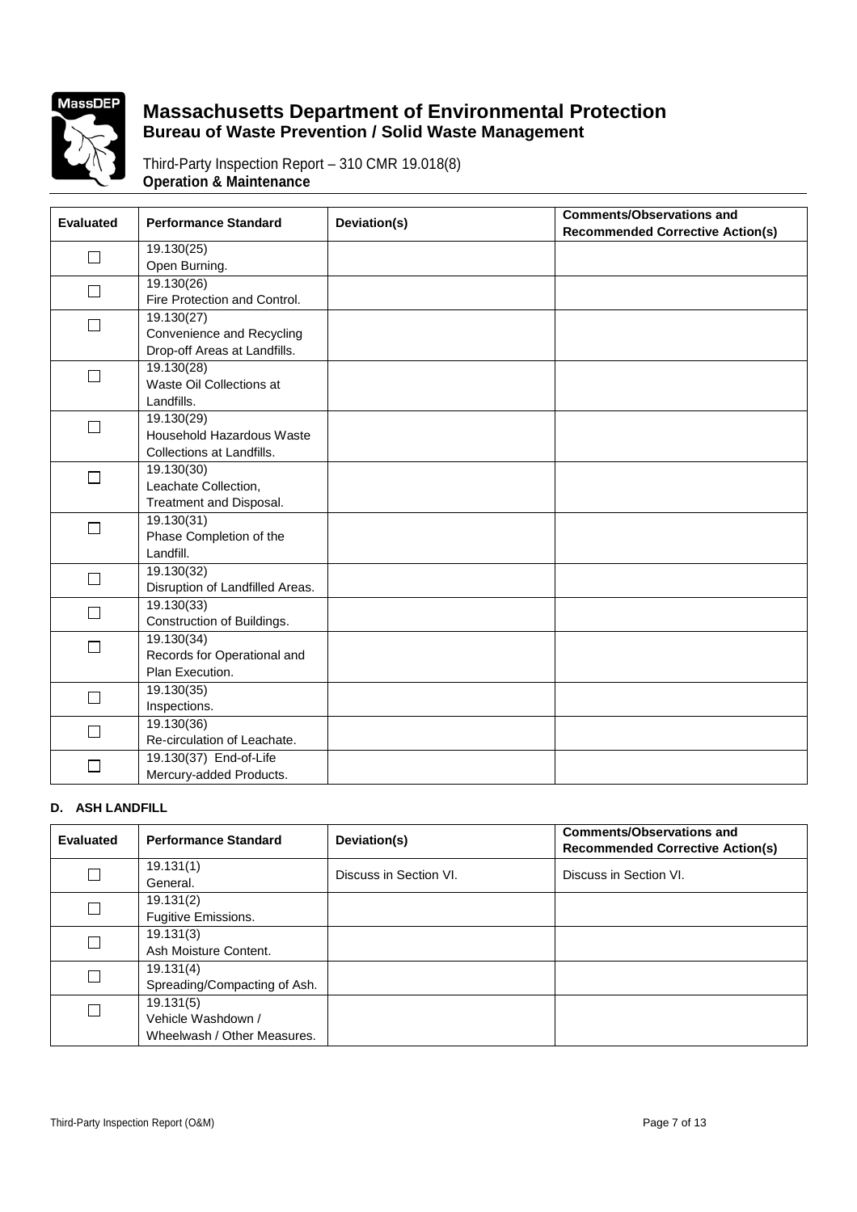# Massachusetts Department of Environmental Protection

## Bureau of Waste Prevention / Solid Waste Management

Third-Party Inspection Report – 310 CMR 19.018(8)
**Operation & Maintenance**

| Evaluated | Performance Standard | Deviation(s) | Comments/Observations and Recommended Corrective Action(s) |
|---|---|---|---|
| ☐ | 19.130(25) Open Burning. | | |
| ☐ | 19.130(26) Fire Protection and Control. | | |
| ☐ | 19.130(27) Convenience and Recycling Drop-off Areas at Landfills. | | |
| ☐ | 19.130(28) Waste Oil Collections at Landfills. | | |
| ☐ | 19.130(29) Household Hazardous Waste Collections at Landfills. | | |
| ☐ | 19.130(30) Leachate Collection, Treatment and Disposal. | | |
| ☐ | 19.130(31) Phase Completion of the Landfill. | | |
| ☐ | 19.130(32) Disruption of Landfilled Areas. | | |
| ☐ | 19.130(33) Construction of Buildings. | | |
| ☐ | 19.130(34) Records for Operational and Plan Execution. | | |
| ☐ | 19.130(35) Inspections. | | |
| ☐ | 19.130(36) Re-circulation of Leachate. | | |
| ☐ | 19.130(37) End-of-Life Mercury-added Products. | | |

**D. ASH LANDFILL**

| Evaluated | Performance Standard | Deviation(s) | Comments/Observations and Recommended Corrective Action(s) |
|---|---|---|---|
| ☐ | 19.131(1) General. | Discuss in Section VI. | Discuss in Section VI. |
| ☐ | 19.131(2) Fugitive Emissions. | | |
| ☐ | 19.131(3) Ash Moisture Content. | | |
| ☐ | 19.131(4) Spreading/Compacting of Ash. | | |
| ☐ | 19.131(5) Vehicle Washdown / Wheelwash / Other Measures. | | |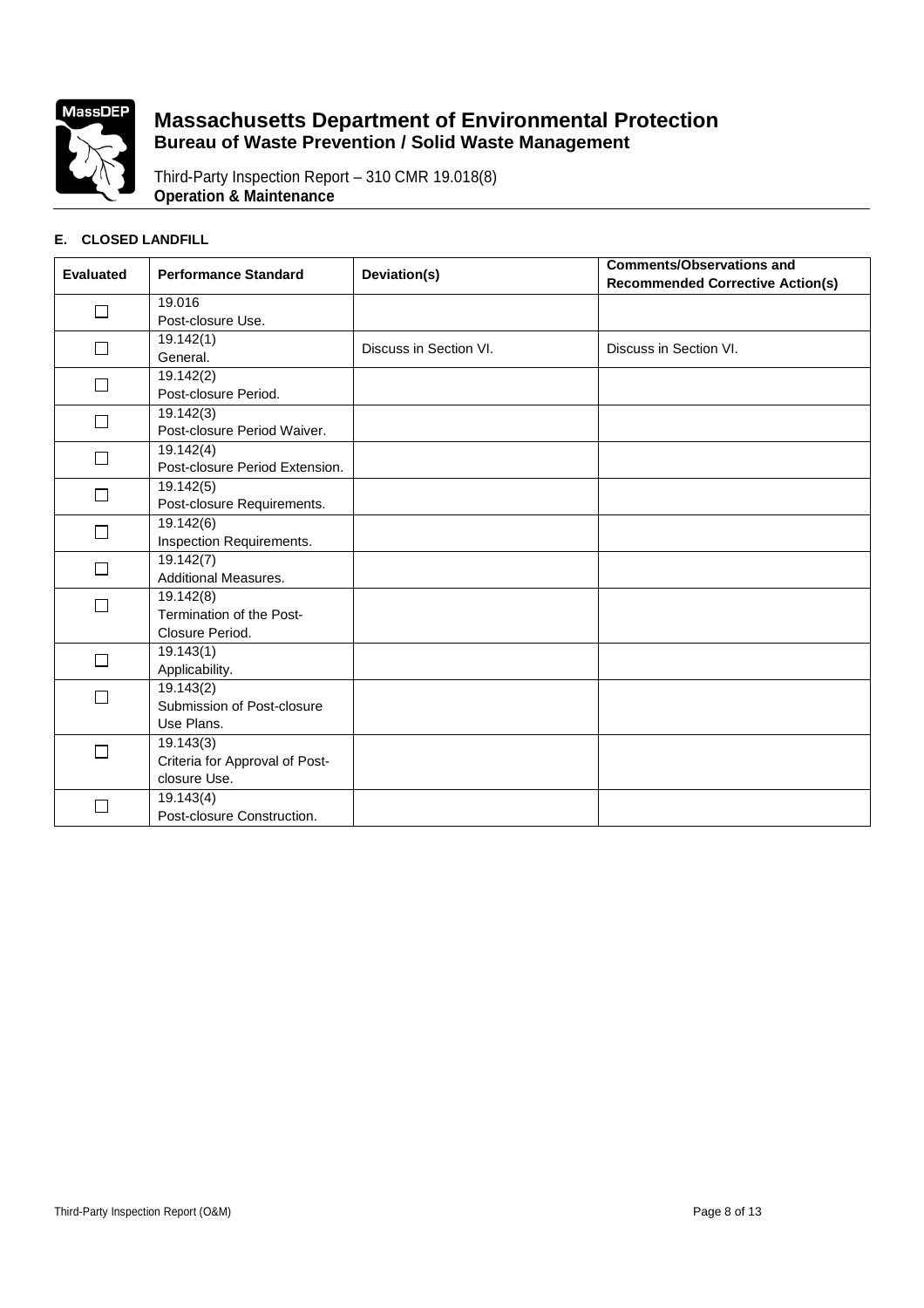# Massachusetts Department of Environmental Protection

## Bureau of Waste Prevention / Solid Waste Management

Third-Party Inspection Report – 310 CMR 19.018(8)
**Operation & Maintenance**

### E. CLOSED LANDFILL

| Evaluated | Performance Standard | Deviation(s) | Comments/Observations and Recommended Corrective Action(s) |
|---|---|---|---|
| ☐ | 19.016<br>Post-closure Use. | | |
| ☐ | 19.142(1)<br>General. | Discuss in Section VI. | Discuss in Section VI. |
| ☐ | 19.142(2)<br>Post-closure Period. | | |
| ☐ | 19.142(3)<br>Post-closure Period Waiver. | | |
| ☐ | 19.142(4)<br>Post-closure Period Extension. | | |
| ☐ | 19.142(5)<br>Post-closure Requirements. | | |
| ☐ | 19.142(6)<br>Inspection Requirements. | | |
| ☐ | 19.142(7)<br>Additional Measures. | | |
| ☐ | 19.142(8)<br>Termination of the Post-Closure Period. | | |
| ☐ | 19.143(1)<br>Applicability. | | |
| ☐ | 19.143(2)<br>Submission of Post-closure Use Plans. | | |
| ☐ | 19.143(3)<br>Criteria for Approval of Post-closure Use. | | |
| ☐ | 19.143(4)<br>Post-closure Construction. | | |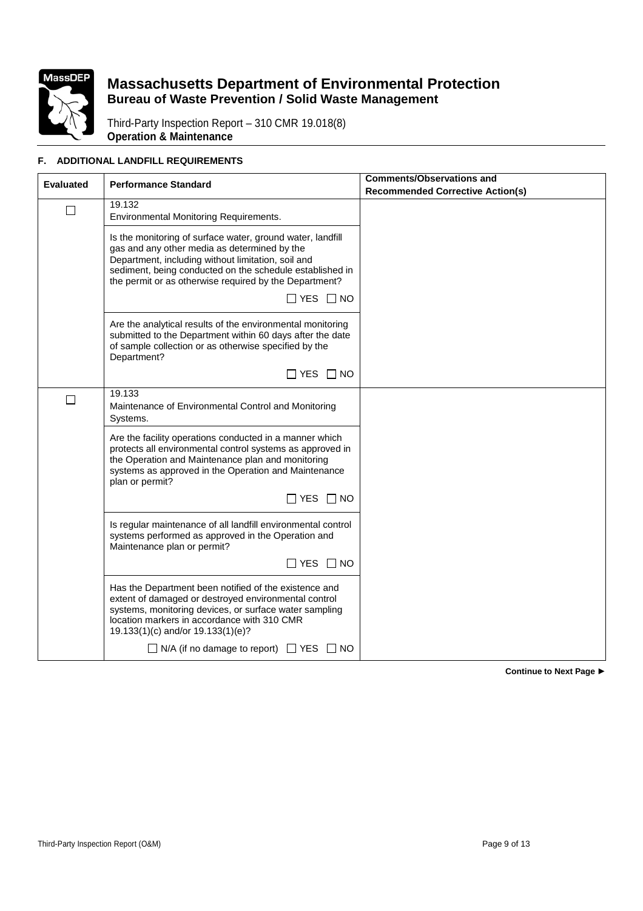# Massachusetts Department of Environmental Protection
## Bureau of Waste Prevention / Solid Waste Management

Third-Party Inspection Report – 310 CMR 19.018(8)
**Operation & Maintenance**

### F. ADDITIONAL LANDFILL REQUIREMENTS

| Evaluated | Performance Standard | Comments/Observations and Recommended Corrective Action(s) |
|---|---|---|
| ☐ | 19.132<br>Environmental Monitoring Requirements. | |
| | Is the monitoring of surface water, ground water, landfill gas and any other media as determined by the Department, including without limitation, soil and sediment, being conducted on the schedule established in the permit or as otherwise required by the Department?<br>☐ YES ☐ NO | |
| | Are the analytical results of the environmental monitoring submitted to the Department within 60 days after the date of sample collection or as otherwise specified by the Department?<br>☐ YES ☐ NO | |
| ☐ | 19.133<br>Maintenance of Environmental Control and Monitoring Systems. | |
| | Are the facility operations conducted in a manner which protects all environmental control systems as approved in the Operation and Maintenance plan and monitoring systems as approved in the Operation and Maintenance plan or permit?<br>☐ YES ☐ NO | |
| | Is regular maintenance of all landfill environmental control systems performed as approved in the Operation and Maintenance plan or permit?<br>☐ YES ☐ NO | |
| | Has the Department been notified of the existence and extent of damaged or destroyed environmental control systems, monitoring devices, or surface water sampling location markers in accordance with 310 CMR 19.133(1)(c) and/or 19.133(1)(e)?<br>☐ N/A (if no damage to report) ☐ YES ☐ NO | |

**Continue to Next Page ►**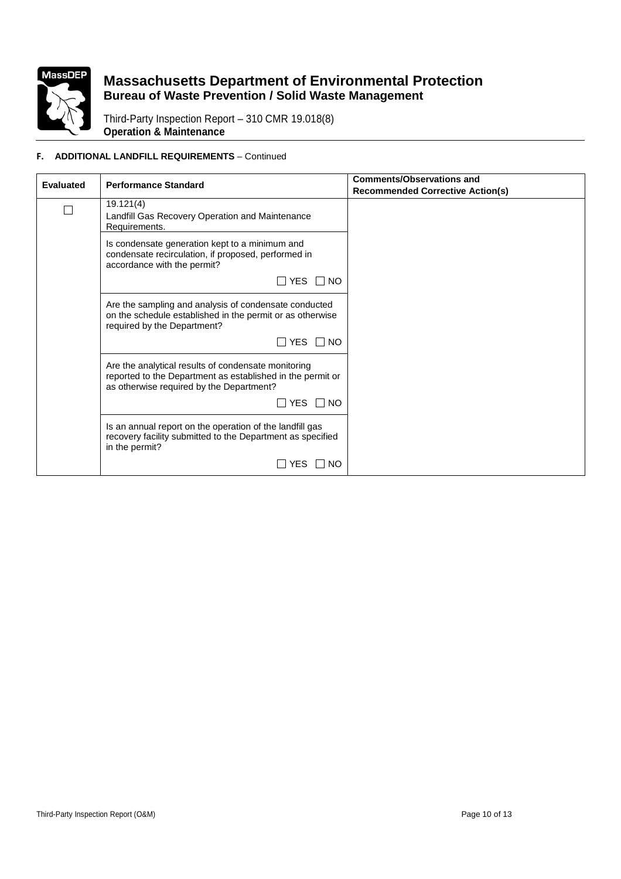# Massachusetts Department of Environmental Protection

## Bureau of Waste Prevention / Solid Waste Management

Third-Party Inspection Report – 310 CMR 19.018(8)
**Operation & Maintenance**

**F. ADDITIONAL LANDFILL REQUIREMENTS** – Continued

| Evaluated | Performance Standard | Comments/Observations and Recommended Corrective Action(s) |
|---|---|---|
| ☐ | 19.121(4) Landfill Gas Recovery Operation and Maintenance Requirements. | |
| | Is condensate generation kept to a minimum and condensate recirculation, if proposed, performed in accordance with the permit? ☐ YES ☐ NO | |
| | Are the sampling and analysis of condensate conducted on the schedule established in the permit or as otherwise required by the Department? ☐ YES ☐ NO | |
| | Are the analytical results of condensate monitoring reported to the Department as established in the permit or as otherwise required by the Department? ☐ YES ☐ NO | |
| | Is an annual report on the operation of the landfill gas recovery facility submitted to the Department as specified in the permit? ☐ YES ☐ NO | |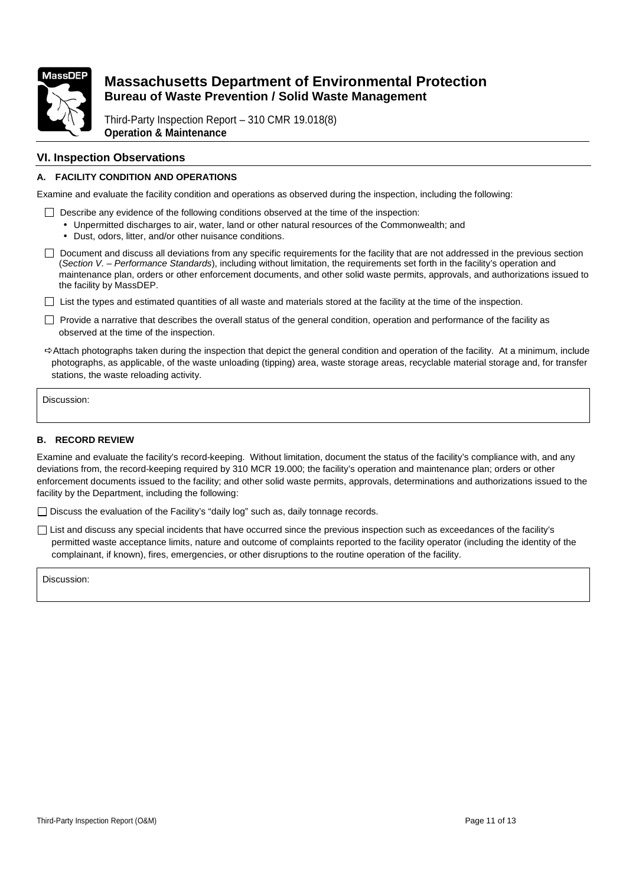# Massachusetts Department of Environmental Protection

## Bureau of Waste Prevention / Solid Waste Management

Third-Party Inspection Report – 310 CMR 19.018(8)
**Operation & Maintenance**

## VI. Inspection Observations

### A. FACILITY CONDITION AND OPERATIONS

Examine and evaluate the facility condition and operations as observed during the inspection, including the following:

- ☐ Describe any evidence of the following conditions observed at the time of the inspection:
  - Unpermitted discharges to air, water, land or other natural resources of the Commonwealth; and
  - Dust, odors, litter, and/or other nuisance conditions.
- ☐ Document and discuss all deviations from any specific requirements for the facility that are not addressed in the previous section (*Section V. – Performance Standards*), including without limitation, the requirements set forth in the facility's operation and maintenance plan, orders or other enforcement documents, and other solid waste permits, approvals, and authorizations issued to the facility by MassDEP.
- ☐ List the types and estimated quantities of all waste and materials stored at the facility at the time of the inspection.
- ☐ Provide a narrative that describes the overall status of the general condition, operation and performance of the facility as observed at the time of the inspection.

⇨ Attach photographs taken during the inspection that depict the general condition and operation of the facility. At a minimum, include photographs, as applicable, of the waste unloading (tipping) area, waste storage areas, recyclable material storage and, for transfer stations, the waste reloading activity.

Discussion:

### B. RECORD REVIEW

Examine and evaluate the facility's record-keeping. Without limitation, document the status of the facility's compliance with, and any deviations from, the record-keeping required by 310 MCR 19.000; the facility's operation and maintenance plan; orders or other enforcement documents issued to the facility; and other solid waste permits, approvals, determinations and authorizations issued to the facility by the Department, including the following:

- ☐ Discuss the evaluation of the Facility's "daily log" such as, daily tonnage records.
- ☐ List and discuss any special incidents that have occurred since the previous inspection such as exceedances of the facility's permitted waste acceptance limits, nature and outcome of complaints reported to the facility operator (including the identity of the complainant, if known), fires, emergencies, or other disruptions to the routine operation of the facility.

Discussion: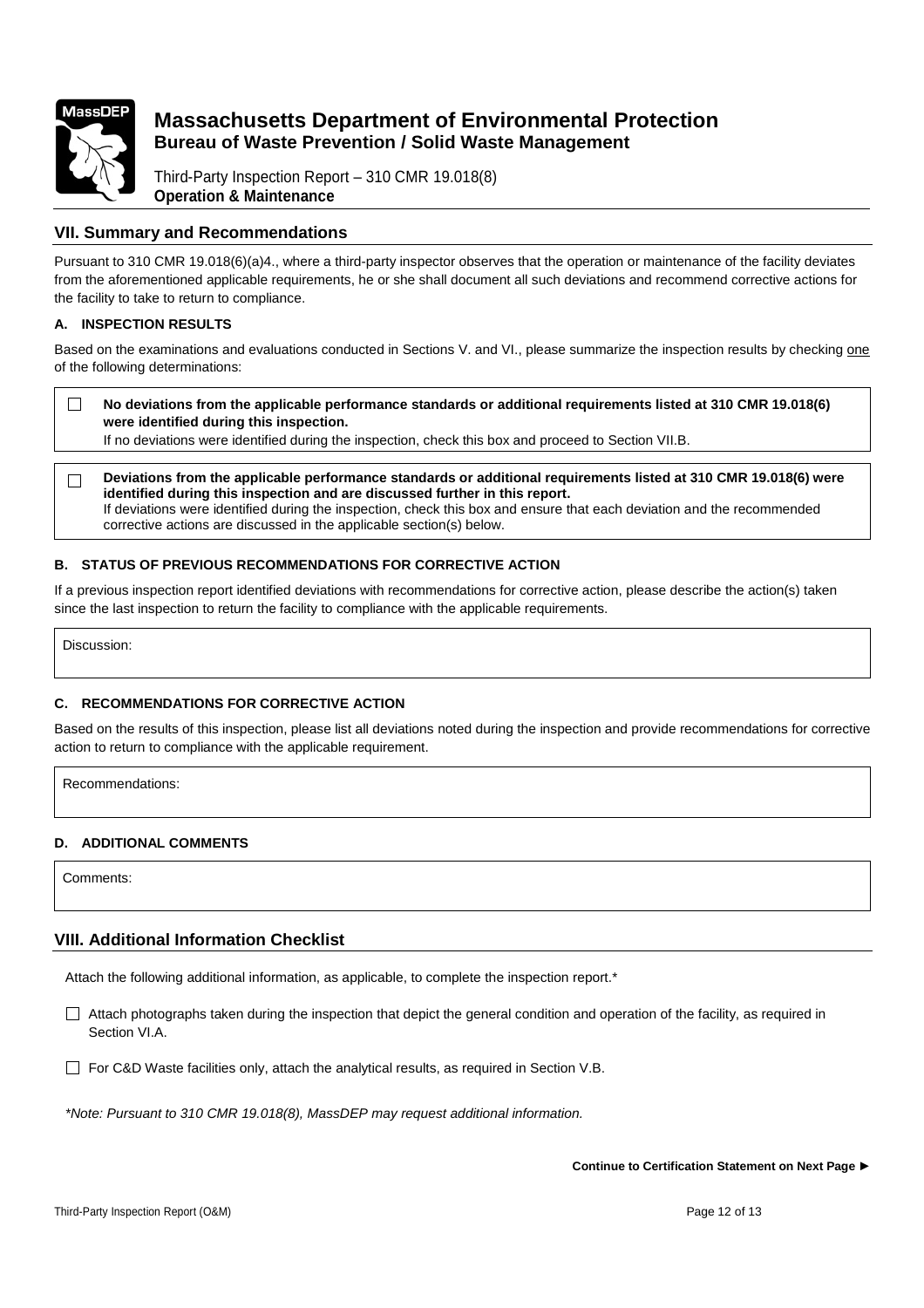## VII. Summary and Recommendations

Pursuant to 310 CMR 19.018(6)(a)4., where a third-party inspector observes that the operation or maintenance of the facility deviates from the aforementioned applicable requirements, he or she shall document all such deviations and recommend corrective actions for the facility to take to return to compliance.

### A. INSPECTION RESULTS

Based on the examinations and evaluations conducted in Sections V. and VI., please summarize the inspection results by checking one of the following determinations:

☐ **No deviations from the applicable performance standards or additional requirements listed at 310 CMR 19.018(6) were identified during this inspection.**
If no deviations were identified during the inspection, check this box and proceed to Section VII.B.

☐ **Deviations from the applicable performance standards or additional requirements listed at 310 CMR 19.018(6) were identified during this inspection and are discussed further in this report.**
If deviations were identified during the inspection, check this box and ensure that each deviation and the recommended corrective actions are discussed in the applicable section(s) below.

### B. STATUS OF PREVIOUS RECOMMENDATIONS FOR CORRECTIVE ACTION

If a previous inspection report identified deviations with recommendations for corrective action, please describe the action(s) taken since the last inspection to return the facility to compliance with the applicable requirements.

Discussion:

### C. RECOMMENDATIONS FOR CORRECTIVE ACTION

Based on the results of this inspection, please list all deviations noted during the inspection and provide recommendations for corrective action to return to compliance with the applicable requirement.

Recommendations:

### D. ADDITIONAL COMMENTS

Comments:

## VIII. Additional Information Checklist

Attach the following additional information, as applicable, to complete the inspection report.*

☐ Attach photographs taken during the inspection that depict the general condition and operation of the facility, as required in Section VI.A.

☐ For C&D Waste facilities only, attach the analytical results, as required in Section V.B.

*\*Note: Pursuant to 310 CMR 19.018(8), MassDEP may request additional information.*

**Continue to Certification Statement on Next Page ►**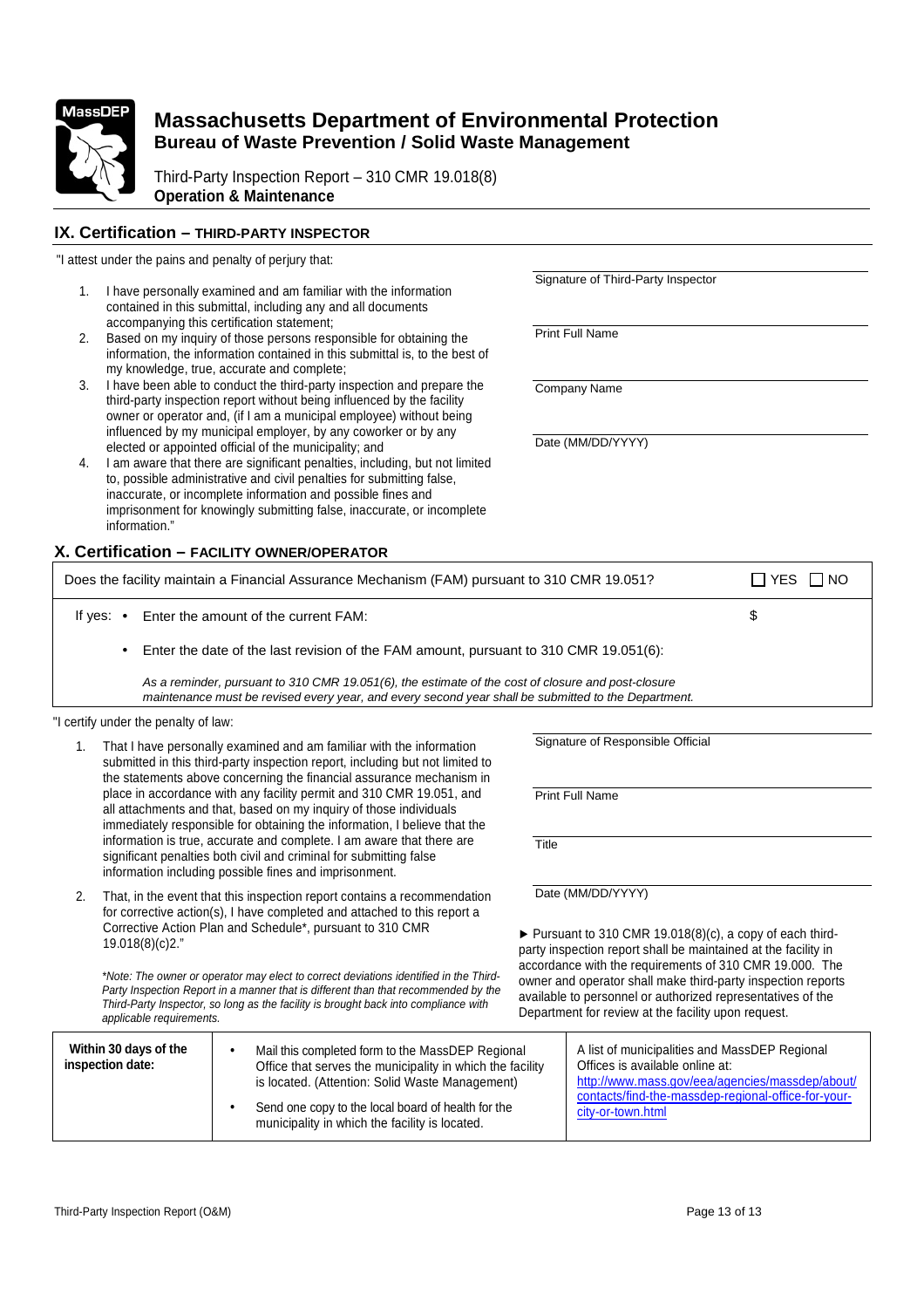# Massachusetts Department of Environmental Protection

## Bureau of Waste Prevention / Solid Waste Management

Third-Party Inspection Report – 310 CMR 19.018(8)
**Operation & Maintenance**

## IX. Certification – THIRD-PARTY INSPECTOR

"I attest under the pains and penalty of perjury that:

1. I have personally examined and am familiar with the information contained in this submittal, including any and all documents accompanying this certification statement;
2. Based on my inquiry of those persons responsible for obtaining the information, the information contained in this submittal is, to the best of my knowledge, true, accurate and complete;
3. I have been able to conduct the third-party inspection and prepare the third-party inspection report without being influenced by the facility owner or operator and, (if I am a municipal employee) without being influenced by my municipal employer, by any coworker or by any elected or appointed official of the municipality; and
4. I am aware that there are significant penalties, including, but not limited to, possible administrative and civil penalties for submitting false, inaccurate, or incomplete information and possible fines and imprisonment for knowingly submitting false, inaccurate, or incomplete information."

Signature of Third-Party Inspector

Print Full Name

Company Name

Date (MM/DD/YYYY)

## X. Certification – FACILITY OWNER/OPERATOR

Does the facility maintain a Financial Assurance Mechanism (FAM) pursuant to 310 CMR 19.051? ☐ YES ☐ NO

If yes:
- Enter the amount of the current FAM: $
- Enter the date of the last revision of the FAM amount, pursuant to 310 CMR 19.051(6):

*As a reminder, pursuant to 310 CMR 19.051(6), the estimate of the cost of closure and post-closure maintenance must be revised every year, and every second year shall be submitted to the Department.*

"I certify under the penalty of law:

1. That I have personally examined and am familiar with the information submitted in this third-party inspection report, including but not limited to the statements above concerning the financial assurance mechanism in place in accordance with any facility permit and 310 CMR 19.051, and all attachments and that, based on my inquiry of those individuals immediately responsible for obtaining the information, I believe that the information is true, accurate and complete. I am aware that there are significant penalties both civil and criminal for submitting false information including possible fines and imprisonment.
2. That, in the event that this inspection report contains a recommendation for corrective action(s), I have completed and attached to this report a Corrective Action Plan and Schedule*, pursuant to 310 CMR 19.018(8)(c)2."

*\*Note: The owner or operator may elect to correct deviations identified in the Third-Party Inspection Report in a manner that is different than that recommended by the Third-Party Inspector, so long as the facility is brought back into compliance with applicable requirements.*

Signature of Responsible Official

Print Full Name

Title

Date (MM/DD/YYYY)

► Pursuant to 310 CMR 19.018(8)(c), a copy of each third-party inspection report shall be maintained at the facility in accordance with the requirements of 310 CMR 19.000. The owner and operator shall make third-party inspection reports available to personnel or authorized representatives of the Department for review at the facility upon request.

| | | |
|---|---|---|
| **Within 30 days of the inspection date:** | • Mail this completed form to the MassDEP Regional Office that serves the municipality in which the facility is located. (Attention: Solid Waste Management)<br>• Send one copy to the local board of health for the municipality in which the facility is located. | A list of municipalities and MassDEP Regional Offices is available online at: http://www.mass.gov/eea/agencies/massdep/about/contacts/find-the-massdep-regional-office-for-your-city-or-town.html |